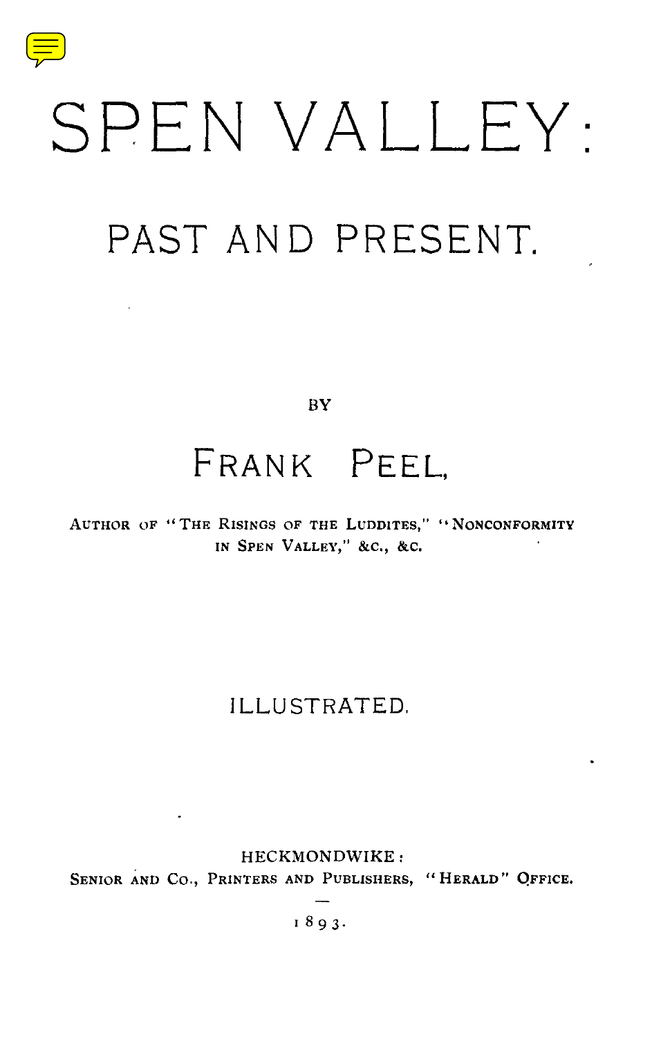# SPEN VALLEY:

## PAST AND PRESENT.

BY

## FRANK PEEL,

AUTHOR OF "THE RISINGS OF THE LUDDITES," "NONCONFORMITY IN SPEN VALLEY," &C., &C.

ILLUSTRATED.

HECKMONDWIKE:
SENIOR AND CO., PRINTERS AND PUBLISHERS, "HERALD" OFFICE.

1893.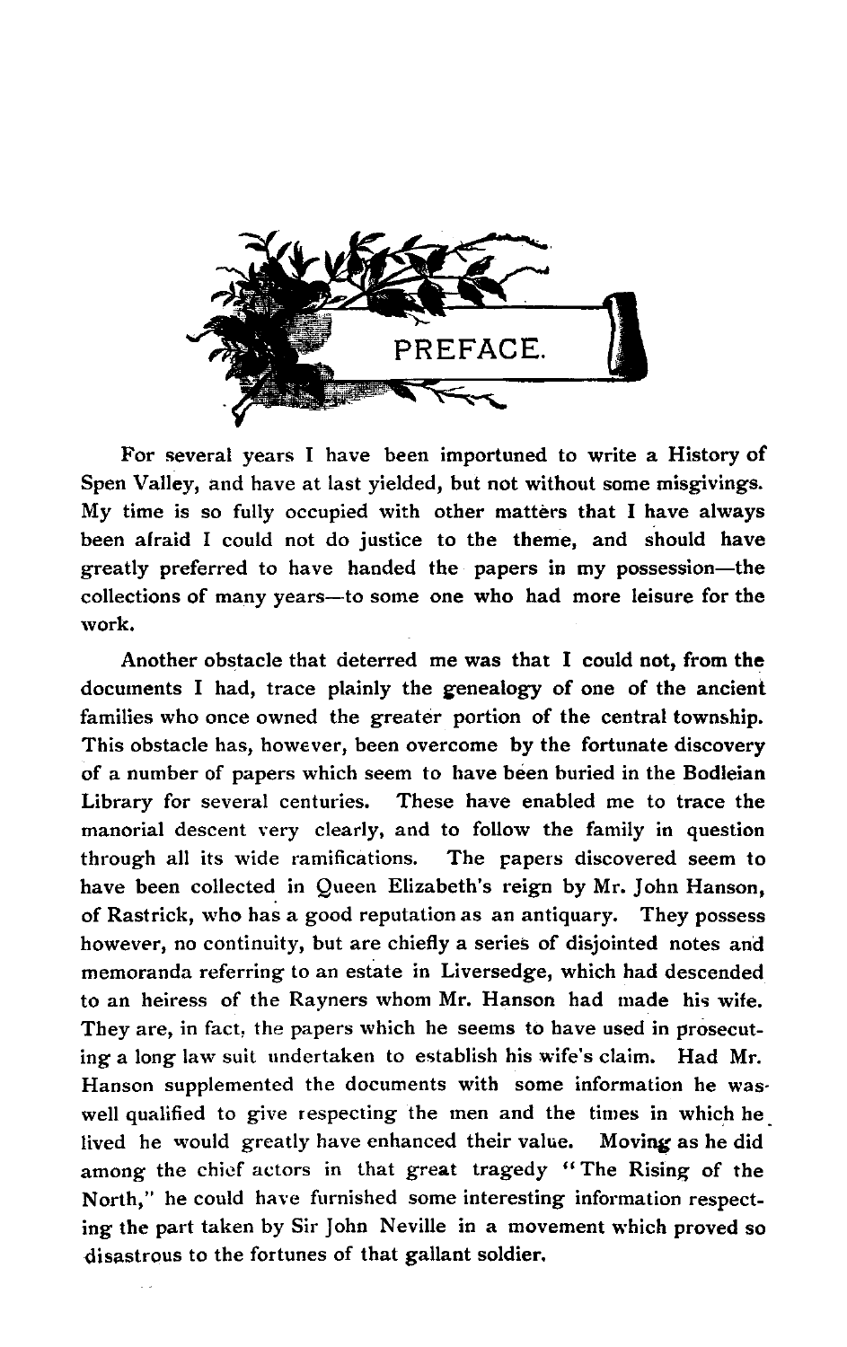# PREFACE.

For several years I have been importuned to write a History of Spen Valley, and have at last yielded, but not without some misgivings. My time is so fully occupied with other matters that I have always been afraid I could not do justice to the theme, and should have greatly preferred to have handed the papers in my possession—the collections of many years—to some one who had more leisure for the work.

Another obstacle that deterred me was that I could not, from the documents I had, trace plainly the genealogy of one of the ancient families who once owned the greater portion of the central township. This obstacle has, however, been overcome by the fortunate discovery of a number of papers which seem to have been buried in the Bodleian Library for several centuries. These have enabled me to trace the manorial descent very clearly, and to follow the family in question through all its wide ramifications. The papers discovered seem to have been collected in Queen Elizabeth's reign by Mr. John Hanson, of Rastrick, who has a good reputation as an antiquary. They possess however, no continuity, but are chiefly a series of disjointed notes and memoranda referring to an estate in Liversedge, which had descended to an heiress of the Rayners whom Mr. Hanson had made his wife. They are, in fact, the papers which he seems to have used in prosecuting a long law suit undertaken to establish his wife's claim. Had Mr. Hanson supplemented the documents with some information he was well qualified to give respecting the men and the times in which he lived he would greatly have enhanced their value. Moving as he did among the chief actors in that great tragedy "The Rising of the North," he could have furnished some interesting information respecting the part taken by Sir John Neville in a movement which proved so disastrous to the fortunes of that gallant soldier.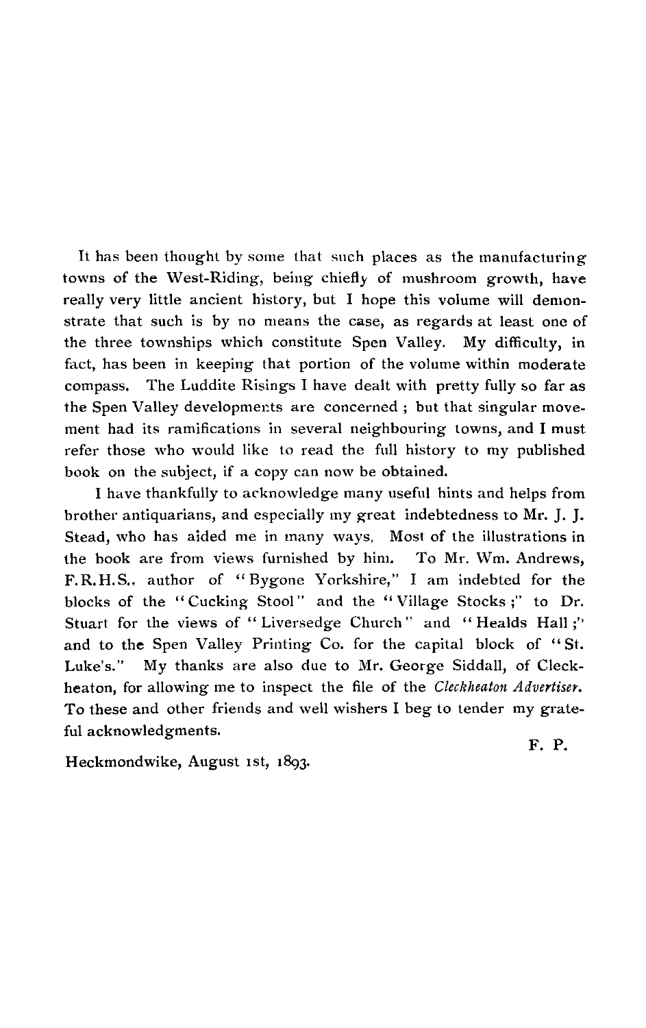It has been thought by some that such places as the manufacturing towns of the West-Riding, being chiefly of mushroom growth, have really very little ancient history, but I hope this volume will demonstrate that such is by no means the case, as regards at least one of the three townships which constitute Spen Valley. My difficulty, in fact, has been in keeping that portion of the volume within moderate compass. The Luddite Risings I have dealt with pretty fully so far as the Spen Valley developments are concerned ; but that singular movement had its ramifications in several neighbouring towns, and I must refer those who would like to read the full history to my published book on the subject, if a copy can now be obtained.

I have thankfully to acknowledge many useful hints and helps from brother antiquarians, and especially my great indebtedness to Mr. J. J. Stead, who has aided me in many ways. Most of the illustrations in the book are from views furnished by him. To Mr. Wm. Andrews, F.R.H.S., author of "Bygone Yorkshire," I am indebted for the blocks of the "Cucking Stool" and the "Village Stocks ;" to Dr. Stuart for the views of "Liversedge Church" and "Healds Hall ;" and to the Spen Valley Printing Co. for the capital block of "St. Luke's." My thanks are also due to Mr. George Siddall, of Cleckheaton, for allowing me to inspect the file of the *Cleckheaton Advertiser*. To these and other friends and well wishers I beg to tender my grateful acknowledgments.

F. P.

Heckmondwike, August 1st, 1893.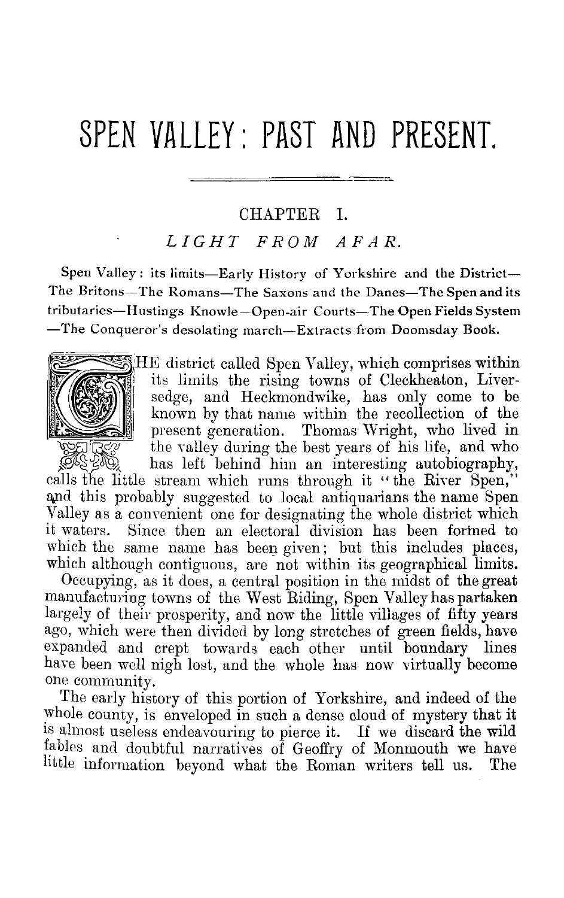# SPEN VALLEY: PAST AND PRESENT.

## CHAPTER I.

### *LIGHT FROM AFAR.*

Spen Valley: its limits—Early History of Yorkshire and the District—The Britons—The Romans—The Saxons and the Danes—The Spen and its tributaries—Hustings Knowle—Open-air Courts—The Open Fields System—The Conqueror's desolating march—Extracts from Doomsday Book.

THE district called Spen Valley, which comprises within its limits the rising towns of Cleckheaton, Liversedge, and Heckmondwike, has only come to be known by that name within the recollection of the present generation. Thomas Wright, who lived in the valley during the best years of his life, and who has left behind him an interesting autobiography, calls the little stream which runs through it "the River Spen," and this probably suggested to local antiquarians the name Spen Valley as a convenient one for designating the whole district which it waters. Since then an electoral division has been formed to which the same name has been given; but this includes places, which although contiguous, are not within its geographical limits.

Occupying, as it does, a central position in the midst of the great manufacturing towns of the West Riding, Spen Valley has partaken largely of their prosperity, and now the little villages of fifty years ago, which were then divided by long stretches of green fields, have expanded and crept towards each other until boundary lines have been well nigh lost, and the whole has now virtually become one community.

The early history of this portion of Yorkshire, and indeed of the whole county, is enveloped in such a dense cloud of mystery that it is almost useless endeavouring to pierce it. If we discard the wild fables and doubtful narratives of Geoffry of Monmouth we have little information beyond what the Roman writers tell us. The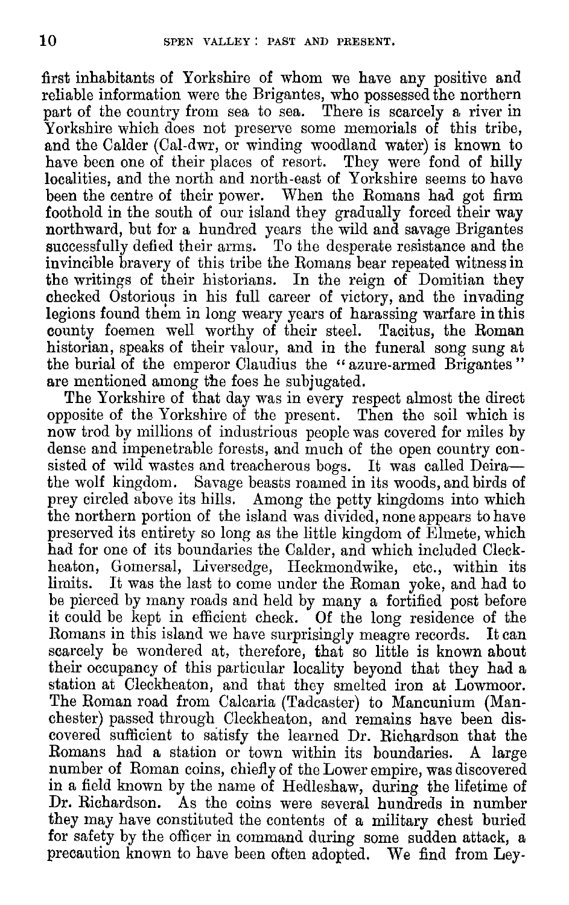first inhabitants of Yorkshire of whom we have any positive and reliable information were the Brigantes, who possessed the northern part of the country from sea to sea. There is scarcely a river in Yorkshire which does not preserve some memorials of this tribe, and the Calder (Cal-dwr, or winding woodland water) is known to have been one of their places of resort. They were fond of hilly localities, and the north and north-east of Yorkshire seems to have been the centre of their power. When the Romans had got firm foothold in the south of our island they gradually forced their way northward, but for a hundred years the wild and savage Brigantes successfully defied their arms. To the desperate resistance and the invincible bravery of this tribe the Romans bear repeated witness in the writings of their historians. In the reign of Domitian they checked Ostorious in his full career of victory, and the invading legions found them in long weary years of harassing warfare in this county foemen well worthy of their steel. Tacitus, the Roman historian, speaks of their valour, and in the funeral song sung at the burial of the emperor Claudius the "azure-armed Brigantes" are mentioned among the foes he subjugated.

The Yorkshire of that day was in every respect almost the direct opposite of the Yorkshire of the present. Then the soil which is now trod by millions of industrious people was covered for miles by dense and impenetrable forests, and much of the open country consisted of wild wastes and treacherous bogs. It was called Deira—the wolf kingdom. Savage beasts roamed in its woods, and birds of prey circled above its hills. Among the petty kingdoms into which the northern portion of the island was divided, none appears to have preserved its entirety so long as the little kingdom of Elmete, which had for one of its boundaries the Calder, and which included Cleckheaton, Gomersal, Liversedge, Heckmondwike, etc., within its limits. It was the last to come under the Roman yoke, and had to be pierced by many roads and held by many a fortified post before it could be kept in efficient check. Of the long residence of the Romans in this island we have surprisingly meagre records. It can scarcely be wondered at, therefore, that so little is known about their occupancy of this particular locality beyond that they had a station at Cleckheaton, and that they smelted iron at Lowmoor. The Roman road from Calcaria (Tadcaster) to Mancunium (Manchester) passed through Cleckheaton, and remains have been discovered sufficient to satisfy the learned Dr. Richardson that the Romans had a station or town within its boundaries. A large number of Roman coins, chiefly of the Lower empire, was discovered in a field known by the name of Hedleshaw, during the lifetime of Dr. Richardson. As the coins were several hundreds in number they may have constituted the contents of a military chest buried for safety by the officer in command during some sudden attack, a precaution known to have been often adopted. We find from Ley-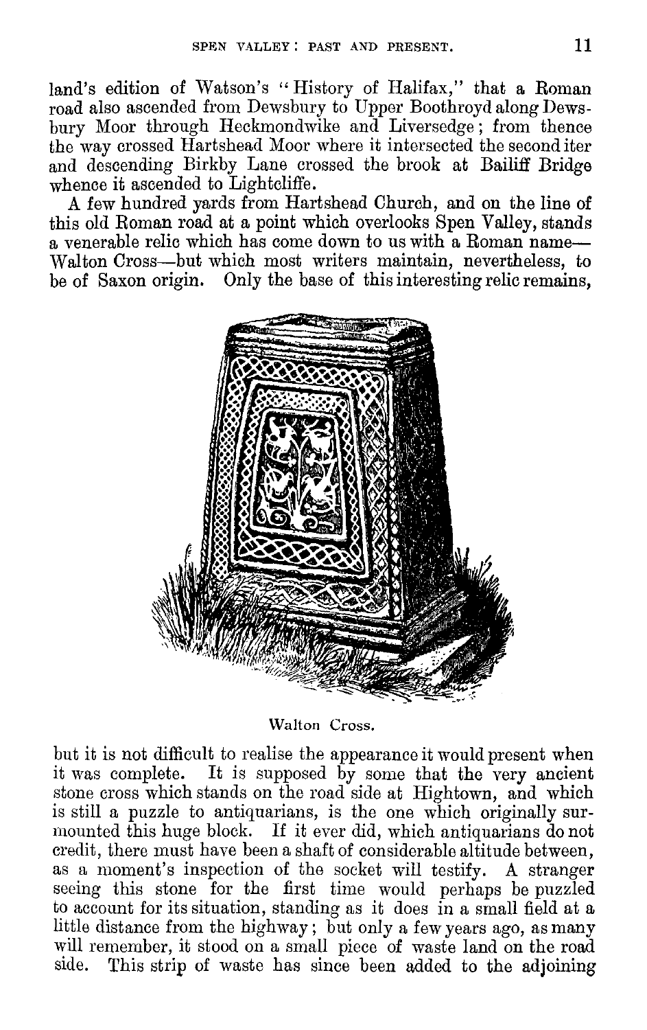land's edition of Watson's "History of Halifax," that a Roman road also ascended from Dewsbury to Upper Boothroyd along Dewsbury Moor through Heckmondwike and Liversedge; from thence the way crossed Hartshead Moor where it intersected the second iter and descending Birkby Lane crossed the brook at Bailiff Bridge whence it ascended to Lightcliffe.

A few hundred yards from Hartshead Church, and on the line of this old Roman road at a point which overlooks Spen Valley, stands a venerable relic which has come down to us with a Roman name—Walton Cross—but which most writers maintain, nevertheless, to be of Saxon origin. Only the base of this interesting relic remains,

Walton Cross.

but it is not difficult to realise the appearance it would present when it was complete. It is supposed by some that the very ancient stone cross which stands on the road side at Hightown, and which is still a puzzle to antiquarians, is the one which originally surmounted this huge block. If it ever did, which antiquarians do not credit, there must have been a shaft of considerable altitude between, as a moment's inspection of the socket will testify. A stranger seeing this stone for the first time would perhaps be puzzled to account for its situation, standing as it does in a small field at a little distance from the highway; but only a few years ago, as many will remember, it stood on a small piece of waste land on the road side. This strip of waste has since been added to the adjoining